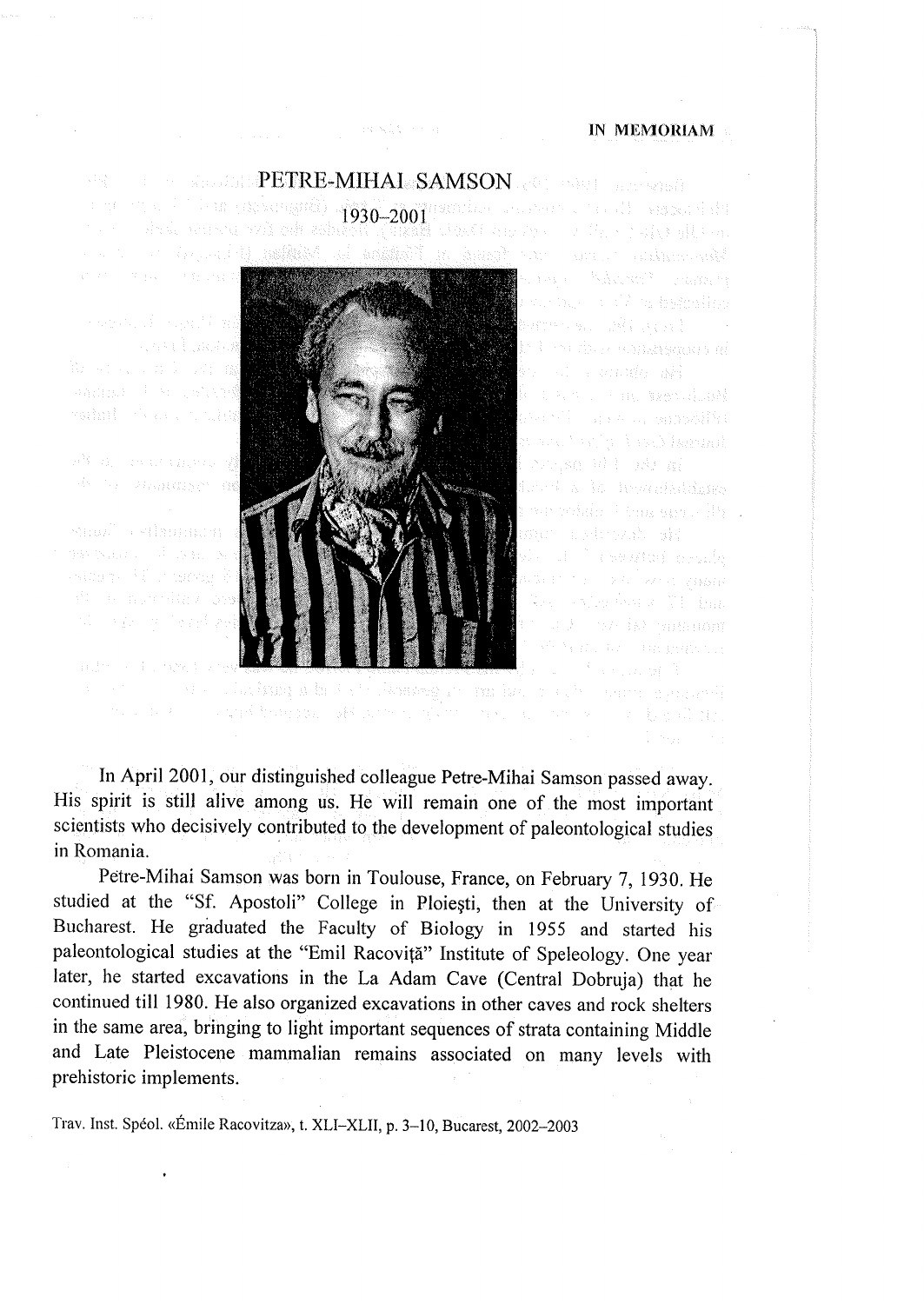IN MEMORIAM

# PETRE-MIHAI SAMSON

1930–2001

In April 2001, our distinguished colleague Petre-Mihai Samson passed away. His spirit is still alive among us. He will remain one of the most important scientists who decisively contributed to the development of paleontological studies in Romania.

Petre-Mihai Samson was born in Toulouse, France, on February 7, 1930. He studied at the "Sf. Apostoli" College in Ploieşti, then at the University of Bucharest. He graduated the Faculty of Biology in 1955 and started his paleontological studies at the "Emil Racoviţă" Institute of Speleology. One year later, he started excavations in the La Adam Cave (Central Dobruja) that he continued till 1980. He also organized excavations in other caves and rock shelters in the same area, bringing to light important sequences of strata containing Middle and Late Pleistocene mammalian remains associated on many levels with prehistoric implements.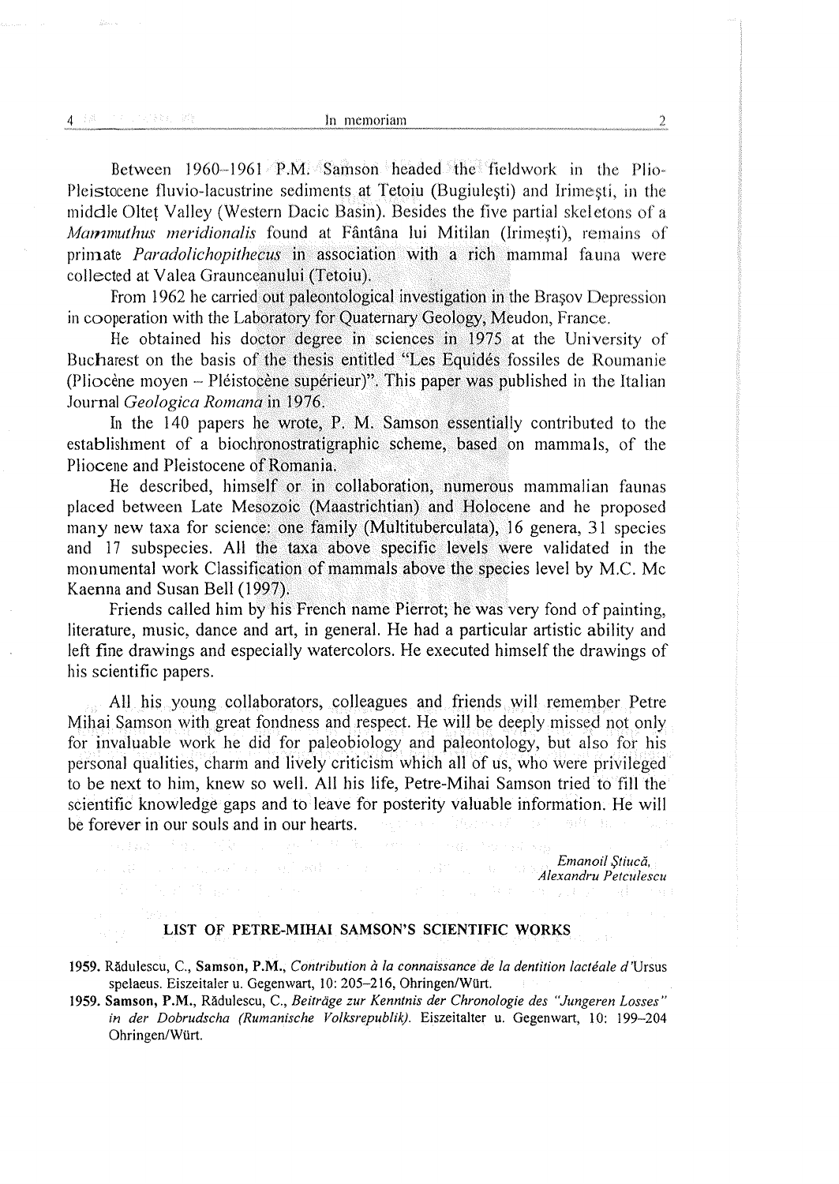Between 1960–1961 P.M. Samson headed the fieldwork in the Plio-Pleistocene fluvio-lacustrine sediments at Tetoiu (Bugiuleşti) and Irimeşti, in the middle Olteţ Valley (Western Dacic Basin). Besides the five partial skeletons of a *Mammuthus meridionalis* found at Fântâna lui Mitilan (Irimeşti), remains of primate *Paradolichopithecus* in association with a rich mammal fauna were collected at Valea Graunceanului (Tetoiu).

From 1962 he carried out paleontological investigation in the Braşov Depression in cooperation with the Laboratory for Quaternary Geology, Meudon, France.

He obtained his doctor degree in sciences in 1975 at the University of Bucharest on the basis of the thesis entitled "Les Equidés fossiles de Roumanie (Pliocène moyen – Pléistocène supérieur)". This paper was published in the Italian Journal *Geologica Romana* in 1976.

In the 140 papers he wrote, P. M. Samson essentially contributed to the establishment of a biochronostratigraphic scheme, based on mammals, of the Pliocene and Pleistocene of Romania.

He described, himself or in collaboration, numerous mammalian faunas placed between Late Mesozoic (Maastrichtian) and Holocene and he proposed many new taxa for science: one family (Multituberculata), 16 genera, 31 species and 17 subspecies. All the taxa above specific levels were validated in the monumental work Classification of mammals above the species level by M.C. Mc Kaenna and Susan Bell (1997).

Friends called him by his French name Pierrot; he was very fond of painting, literature, music, dance and art, in general. He had a particular artistic ability and left fine drawings and especially watercolors. He executed himself the drawings of his scientific papers.

All his young collaborators, colleagues and friends will remember Petre Mihai Samson with great fondness and respect. He will be deeply missed not only for invaluable work he did for paleobiology and paleontology, but also for his personal qualities, charm and lively criticism which all of us, who were privileged to be next to him, knew so well. All his life, Petre-Mihai Samson tried to fill the scientific knowledge gaps and to leave for posterity valuable information. He will be forever in our souls and in our hearts.

*Emanoil Ştiucă,*
*Alexandru Petculescu*

## LIST OF PETRE-MIHAI SAMSON'S SCIENTIFIC WORKS

**1959.** Rădulescu, C., **Samson, P.M.**, *Contribution à la connaissance de la dentition lactéale d'*Ursus spelaeus. Eiszeitaler u. Gegenwart, 10: 205–216, Ohringen/Würt.

**1959.** **Samson, P.M.**, Rădulescu, C., *Beiträge zur Kenntnis der Chronologie des "Jungeren Losses" in der Dobrudscha (Rumanische Volksrepublik).* Eiszeitalter u. Gegenwart, 10: 199–204 Ohringen/Würt.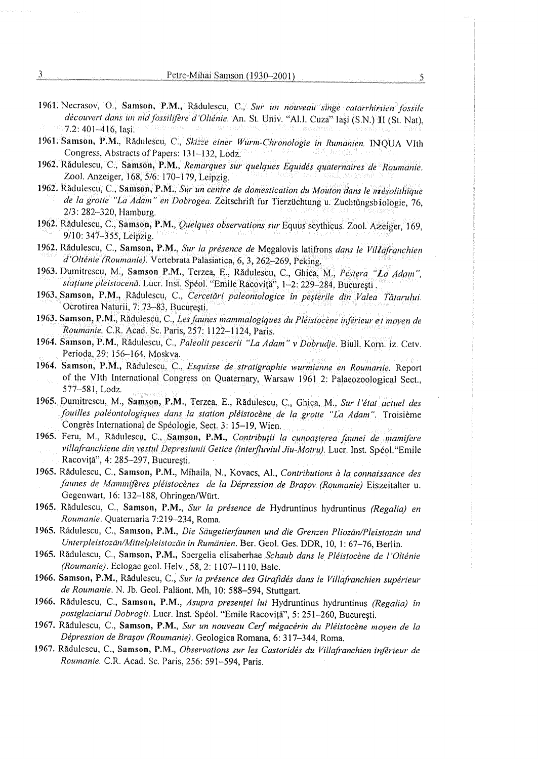1961. Necrasov, O., **Samson, P.M.**, Rădulescu, C., *Sur un nouveau singe catarrhinien fossile découvert dans un nid fossilifère d'Olténie.* An. St. Univ. "Al.I. Cuza" Iaşi (S.N.) II (St. Nat), 7.2: 401–416, Iaşi.

1961. **Samson, P.M.**, Rădulescu, C., *Skizze einer Wurm-Chronologie in Rumanien.* INQUA VIth Congress, Abstracts of Papers: 131–132, Lodz.

1962. Rădulescu, C., **Samson, P.M.**, *Remarques sur quelques Equidés quaternaires de Roumanie.* Zool. Anzeiger, 168, 5/6: 170–179, Leipzig.

1962. Rădulescu, C., **Samson, P.M.**, *Sur un centre de domestication du Mouton dans le mésolithique de la grotte "La Adam" en Dobrogea.* Zeitschrift fur Tierzüchtung u. Zuchtüngsbiologie, 76, 2/3: 282–320, Hamburg.

1962. Rădulescu, C., **Samson, P.M.**, *Quelques observations sur* Equus scythicus. Zool. Azeiger, 169, 9/10: 347–355, Leipzig.

1962. Rădulescu, C., **Samson, P.M.**, *Sur la présence de* Megalovis latifrons *dans le Villafranchien d'Olténie (Roumanie).* Vertebrata Palasiatica, 6, 3, 262–269, Peking.

1963. Dumitrescu, M., **Samson P.M.**, Terzea, E., Rădulescu, C., Ghica, M., *Peştera "La Adam", staţiune pleistocenă.* Lucr. Inst. Spéol. "Emile Racoviţă", 1–2: 229–284, Bucureşti.

1963. **Samson, P.M.**, Rădulescu, C., *Cercetări paleontologice în peşterile din Valea Tătarului.* Ocrotirea Naturii, 7: 73–83, Bucureşti.

1963. **Samson, P.M.**, Rădulescu, C., *Les faunes mammalogiques du Pléistocène inférieur et moyen de Roumanie.* C.R. Acad. Sc. Paris, 257: 1122–1124, Paris.

1964. **Samson, P.M.**, Rădulescu, C., *Paleolit pescerii "La Adam" v Dobrudje.* Biull. Kom. iz. Cetv. Perioda, 29: 156–164, Moskva.

1964. **Samson, P.M.**, Rădulescu, C., *Esquisse de stratigraphie wurmienne en Roumanie.* Report of the VIth International Congress on Quaternary, Warsaw 1961 2: Palaeozoological Sect., 577–581, Lodz.

1965. Dumitrescu, M., **Samson, P.M.**, Terzea, E., Rădulescu, C., Ghica, M., *Sur l'état actuel des fouilles paléontologiques dans la station pléistocène de la grotte "La Adam".* Troisième Congrès International de Spéologie, Sect. 3: 15–19, Wien.

1965. Feru, M., Rădulescu, C., **Samson, P.M.**, *Contribuţii la cunoaşterea faunei de mamifere villafranchiene din vestul Depresiunii Getice (interfluviul Jiu-Motru).* Lucr. Inst. Spéol."Emile Racoviţă", 4: 285–297, Bucureşti.

1965. Rădulescu, C., **Samson, P.M.**, Mihaila, N., Kovacs, Al., *Contributions à la connaissance des faunes de Mammifères pléistocènes de la Dépression de Braşov (Roumanie)* Eiszeitalter u. Gegenwart, 16: 132–188, Ohringen/Würt.

1965. Rădulescu, C., **Samson, P.M.**, *Sur la présence de* Hydruntinus hydruntinus *(Regalia) en Roumanie.* Quaternaria 7:219–234, Roma.

1965. Rădulescu, C., **Samson, P.M.**, *Die Säugetierfaunen und die Grenzen Pliozän/Pleistozän und Unterpleistozän/Mittelpleistozän in Rumänien.* Ber. Geol. Ges. DDR, 10, 1: 67–76, Berlin.

1965. Rădulescu, C., **Samson, P.M.**, Soergelia elisaberhae *Schaub dans le Pléistocène de l'Olténie (Roumanie).* Eclogae geol. Helv., 58, 2: 1107–1110, Bale.

1966. **Samson, P.M.**, Rădulescu, C., *Sur la présence des Girafidés dans le Villafranchien supérieur de Roumanie.* N. Jb. Geol. Paläont. Mh, 10: 588–594, Stuttgart.

1966. Rădulescu, C., **Samson, P.M.**, *Asupra prezenţei lui* Hydruntinus hydruntinus *(Regalia) în postglaciarul Dobrogii.* Lucr. Inst. Spéol. "Emile Racoviţă", 5: 251–260, Bucureşti.

1967. Rădulescu, C., **Samson, P.M.**, *Sur un nouveau Cerf mégacérin du Pléistocène moyen de la Dépression de Braşov (Roumanie).* Geologica Romana, 6: 317–344, Roma.

1967. Rădulescu, C., **Samson, P.M.**, *Observations sur les Castoridés du Villafranchien inférieur de Roumanie.* C.R. Acad. Sc. Paris, 256: 591–594, Paris.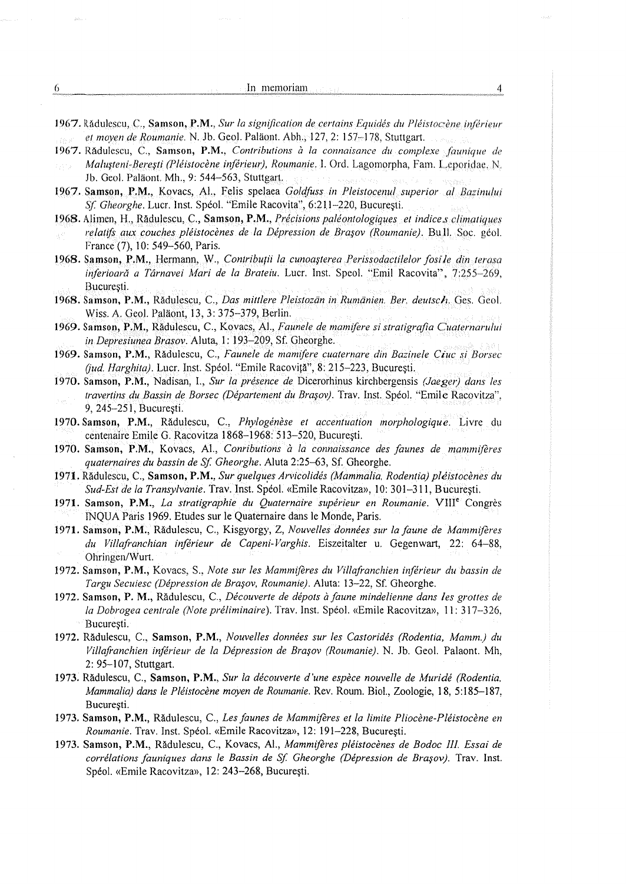**1967.** Rădulescu, C., **Samson, P.M.**, *Sur la signification de certains Equidés du Pléistocène inférieur et moyen de Roumanie.* N. Jb. Geol. Paläont. Abh., 127, 2: 157–178, Stuttgart.

**1967.** Rădulescu, C., **Samson, P.M.**, *Contributions à la connaisance du complexe faunique de Maluşteni-Bereşti (Pléistocène inférieur), Roumanie.* I. Ord. Lagomorpha, Fam. Leporidae. N. Jb. Geol. Paläont. Mh., 9: 544–563, Stuttgart.

**1967.** **Samson, P.M.**, Kovacs, Al., Felis spelaea *Goldfuss in Pleistocenul superior al Bazinului Sf. Gheorghe.* Lucr. Inst. Spéol. "Emile Racovita", 6:211–220, Bucureşti.

**1968.** Alimen, H., Rădulescu, C., **Samson, P.M.**, *Précisions paléontologiques et indices climatiques relatifs aux couches pléistocènes de la Dépression de Braşov (Roumanie).* Bull. Soc. géol. France (7), 10: 549–560, Paris.

**1968.** **Samson, P.M.**, Hermann, W., *Contribuţii la cunoaşterea Perissodactilelor fosile din terasa inferioară a Târnavei Mari de la Brateiu.* Lucr. Inst. Speol. "Emil Racovita", 7:255–269, Bucureşti.

**1968.** **Samson, P.M.**, Rădulescu, C., *Das mittlere Pleistozän in Rumänien. Ber. deutsch.* Ges. Geol. Wiss. A. Geol. Paläont, 13, 3: 375–379, Berlin.

**1969.** **Samson, P.M.**, Rădulescu, C., Kovacs, Al., *Faunele de mamifere si stratigrafia Cuaternarului in Depresiunea Brasov.* Aluta, 1: 193–209, Sf. Gheorghe.

**1969.** **Samson, P.M.**, Rădulescu, C., *Faunele de mamifere cuaternare din Bazinele Ciuc si Borsec (jud. Harghita).* Lucr. Inst. Spéol. "Emile Racoviţă", 8: 215–223, Bucureşti.

**1970.** **Samson, P.M.**, Nadisan, I., *Sur la présence de* Dicerorhinus kirchbergensis *(Jaeger) dans les travertins du Bassin de Borsec (Département du Braşov).* Trav. Inst. Spéol. "Emile Racovitza", 9, 245–251, Bucureşti.

**1970.** **Samson, P.M.**, Rădulescu, C., *Phylogénèse et accentuation morphologique.* Livre du centenaire Emile G. Racovitza 1868–1968: 513–520, Bucureşti.

**1970.** **Samson, P.M.**, Kovacs, Al., *Contributions à la connaissance des faunes de mammifères quaternaires du bassin de Sf. Gheorghe.* Aluta 2:25–63, Sf. Gheorghe.

**1971.** Rădulescu, C., **Samson, P.M.**, *Sur quelques Arvicolidés (Mammalia, Rodentia) pléistocènes du Sud-Est de la Transylvanie.* Trav. Inst. Spéol. «Emile Racovitza», 10: 301–311, Bucureşti.

**1971.** **Samson, P.M.**, *La stratigraphie du Quaternaire supérieur en Roumanie.* VIII[e] Congrès INQUA Paris 1969. Etudes sur le Quaternaire dans le Monde, Paris.

**1971.** **Samson, P.M.**, Rădulescu, C., Kisgyorgy, Z, *Nouvelles données sur la faune de Mammifères du Villafranchian inférieur de Capeni-Varghis.* Eiszeitalter u. Gegenwart, 22: 64–88, Ohringen/Wurt.

**1972.** **Samson, P.M.**, Kovacs, S., *Note sur les Mammifères du Villafranchien inférieur du bassin de Targu Secuiesc (Dépression de Braşov, Roumanie).* Aluta: 13–22, Sf. Gheorghe.

**1972.** **Samson, P. M.**, Rădulescu, C., *Découverte de dépots à faune mindelienne dans les grottes de la Dobrogea centrale (Note préliminaire).* Trav. Inst. Spéol. «Emile Racovitza», 11: 317–326, Bucureşti.

**1972.** Rădulescu, C., **Samson, P.M.**, *Nouvelles données sur les Castoridés (Rodentia, Mamm.) du Villafranchien inférieur de la Dépression de Braşov (Roumanie).* N. Jb. Geol. Palaont. Mh, 2: 95–107, Stuttgart.

**1973.** Rădulescu, C., **Samson, P.M.**, *Sur la découverte d'une espèce nouvelle de Muridé (Rodentia, Mammalia) dans le Pléistocène moyen de Roumanie.* Rev. Roum. Biol., Zoologie, 18, 5:185–187, Bucureşti.

**1973.** **Samson, P.M.**, Rădulescu, C., *Les faunes de Mammifères et la limite Pliocène-Pléistocène en Roumanie.* Trav. Inst. Spéol. «Emile Racovitza», 12: 191–228, Bucureşti.

**1973.** **Samson, P.M.**, Rădulescu, C., Kovacs, Al., *Mammifères pléistocènes de Bodoc III. Essai de corrélations fauniques dans le Bassin de Sf. Gheorghe (Dépression de Braşov).* Trav. Inst. Spéol. «Emile Racovitza», 12: 243–268, Bucureşti.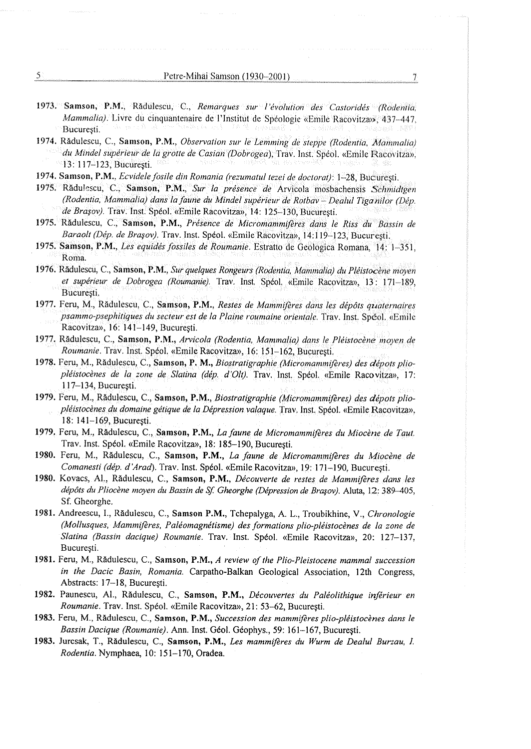**1973.** **Samson, P.M.**, Rădulescu, C., *Remarques sur l'évolution des Castoridés (Rodentia, Mammalia)*. Livre du cinquantenaire de l'Institut de Spéologie «Emile Racovitza», 437–447, Bucureşti.

**1974.** Rădulescu, C., **Samson, P.M.**, *Observation sur le Lemming de steppe (Rodentia, Mammalia) du Mindel supérieur de la grotte de Casian (Dobrogea)*, Trav. Inst. Spéol. «Emile Racovitza», 13: 117–123, Bucureşti.

**1974.** **Samson, P.M.**, *Ecvidele fosile din Romania (rezumatul tezei de doctorat)*: 1–28, Bucureşti.

**1975.** Rădulescu, C., **Samson, P.M.**, *Sur la présence de* Arvicola mosbachensis *Schmidtgen (Rodentia, Mammalia) dans la faune du Mindel supérieur de Rotbav – Dealul Ţiganilor (Dép. de Braşov)*. Trav. Inst. Spéol. «Emile Racovitza», 14: 125–130, Bucureşti.

**1975.** Rădulescu, C., **Samson, P.M.**, *Présence de Micromammifères dans le Riss du Bassin de Baraolt (Dép. de Braşov)*. Trav. Inst. Spéol. «Emile Racovitza», 14:119–123, Bucureşti.

**1975.** **Samson, P.M.**, *Les equidés fossiles de Roumanie*. Estratto de Geologica Romana, 14: 1–351, Roma.

**1976.** Rădulescu, C., **Samson, P.M.**, *Sur quelques Rongeurs (Rodentia, Mammalia) du Pléistocène moyen et supérieur de Dobrogea (Roumanie)*. Trav. Inst. Spéol. «Emile Racovitza», 13: 171–189, Bucureşti.

**1977.** Feru, M., Rădulescu, C., **Samson, P.M.**, *Restes de Mammifères dans les dépôts quaternaires psammo-psephitiques du secteur est de la Plaine roumaine orientale*. Trav. Inst. Spéol. «Emile Racovitza», 16: 141–149, Bucureşti.

**1977.** Rădulescu, C., **Samson, P.M.**, *Arvicola (Rodentia, Mammalia) dans le Pléistocène moyen de Roumanie*. Trav. Inst. Spéol. «Emile Racovitza», 16: 151–162, Bucureşti.

**1978.** Feru, M., Rădulescu, C., **Samson, P. M.**, *Biostratigraphie (Micromammifères) des dépots plio-pléistocènes de la zone de Slatina (dép. d'Olt)*. Trav. Inst. Spéol. «Emile Racovitza», 17: 117–134, Bucureşti.

**1979.** Feru, M., Rădulescu, C., **Samson, P.M.**, *Biostratigraphie (Micromammifères) des dépots plio-pléistocènes du domaine gétique de la Dépression valaque*. Trav. Inst. Spéol. «Emile Racovitza», 18: 141–169, Bucureşti.

**1979.** Feru, M., Rădulescu, C., **Samson, P.M.**, *La faune de Micromammifères du Miocène de Taut*. Trav. Inst. Spéol. «Emile Racovitza», 18: 185–190, Bucureşti.

**1980.** Feru, M., Rădulescu, C., **Samson, P.M.**, *La faune de Micromammifères du Miocène de Comanesti (dép. d'Arad)*. Trav. Inst. Spéol. «Emile Racovitza», 19: 171–190, Bucureşti.

**1980.** Kovacs, Al., Rădulescu, C., **Samson, P.M.**, *Découverte de restes de Mammifères dans les dépôts du Pliocène moyen du Bassin de Sf. Gheorghe (Dépression de Braşov)*. Aluta, 12: 389–405, Sf. Gheorghe.

**1981.** Andreescu, I., Rădulescu, C., **Samson P.M.**, Tchepalyga, A. L., Troubikhine, V., *Chronologie (Mollusques, Mammifères, Paléomagnétisme) des formations plio-pléistocènes de la zone de Slatina (Bassin dacique) Roumanie*. Trav. Inst. Spéol. «Emile Racovitza», 20: 127–137, Bucureşti.

**1981.** Feru, M., Rădulescu, C., **Samson, P.M.**, *A review of the Plio-Pleistocene mammal succession in the Dacic Basin, Romania*. Carpatho-Balkan Geological Association, 12th Congress, Abstracts: 17–18, Bucureşti.

**1982.** Paunescu, Al., Rădulescu, C., **Samson, P.M.**, *Découvertes du Paléolithique inférieur en Roumanie*. Trav. Inst. Spéol. «Emile Racovitza», 21: 53–62, Bucureşti.

**1983.** Feru, M., Rădulescu, C., **Samson, P.M.**, *Succession des mammifères plio-pléistocènes dans le Bassin Dacique (Roumanie)*. Ann. Inst. Géol. Géophys., 59: 161–167, Bucureşti.

**1983.** Jurcsak, T., Rădulescu, C., **Samson, P.M.**, *Les mammifères du Wurm de Dealul Burzau, I. Rodentia*. Nymphaea, 10: 151–170, Oradea.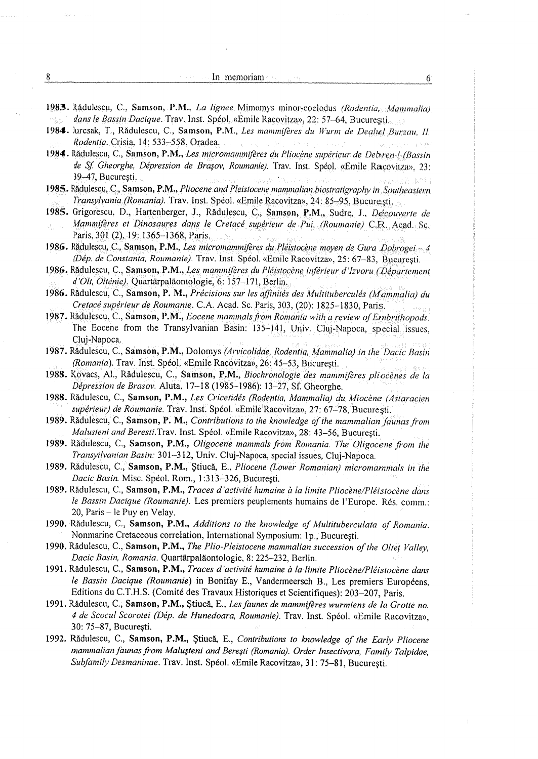**1983.** Rădulescu, C., **Samson, P.M.**, *La lignee* Mimomys minor-coelodus *(Rodentia, Mammalia) dans le Bassin Dacique*. Trav. Inst. Spéol. «Emile Racovitza», 22: 57–64, Bucureşti.

**1984.** Jurcsak, T., Rădulescu, C., **Samson, P.M.**, *Les mammifères du Würm de Dealul Burzau, II. Rodentia*. Crisia, 14: 533–558, Oradea.

**1984.** Rădulescu, C., **Samson, P.M.**, *Les micromammifères du Pliocène supérieur de Debren-1 (Bassin de Sf. Gheorghe, Dépression de Braşov, Roumanie)*. Trav. Inst. Spéol. «Emile Racovitza», 23: 39–47, Bucureşti.

**1985.** Rădulescu, C., **Samson, P.M.**, *Pliocene and Pleistocene mammalian biostratigraphy in Southeastern Transylvania (Romania)*. Trav. Inst. Spéol. «Emile Racovitza», 24: 85–95, Bucureşti.

**1985.** Grigorescu, D., Hartenberger, J., Rădulescu, C., **Samson, P.M.**, Sudre, J., *Découverte de Mammifères et Dinosaures dans le Cretacé supérieur de Pui. (Roumanie)* C.R. Acad. Sc. Paris, 301 (2), 19: 1365–1368, Paris.

**1986.** Rădulescu, C., **Samson, P.M.**, *Les micromammifères du Pléistocène moyen de Gura Dobrogei – 4 (Dép. de Constanta, Roumanie)*. Trav. Inst. Spéol. «Emile Racovitza», 25: 67–83, Bucureşti.

**1986.** Rădulescu, C., **Samson, P.M.**, *Les mammifères du Pléistocène inférieur d'Izvoru (Département d'Olt, Olténie)*. Quartärpaläontologie, 6: 157–171, Berlin.

**1986.** Rădulescu, C., **Samson, P. M.**, *Précisions sur les affinités des Multituberculés (Mammalia) du Cretacé supérieur de Roumanie*. C.A. Acad. Sc. Paris, 303, (20): 1825–1830, Paris.

**1987.** Rădulescu, C., **Samson, P.M.**, *Eocene mammals from Romania with a review of Embrithopods*. The Eocene from the Transylvanian Basin: 135–141, Univ. Cluj-Napoca, special issues, Cluj-Napoca.

**1987.** Rădulescu, C., **Samson, P.M.**, Dolomys *(Arvicolidae, Rodentia, Mammalia) in the Dacic Basin (Romania)*. Trav. Inst. Spéol. «Emile Racovitza», 26: 45–53, Bucureşti.

**1988.** Kovacs, Al., Rădulescu, C., **Samson, P.M.**, *Biochronologie des mammifères pliocènes de la Dépression de Brasov*. Aluta, 17–18 (1985–1986): 13–27, Sf. Gheorghe.

**1988.** Rădulescu, C., **Samson, P.M.**, *Les Cricetidés (Rodentia, Mammalia) du Miocène (Astaracien supérieur) de Roumanie*. Trav. Inst. Spéol. «Emile Racovitza», 27: 67–78, Bucureşti.

**1989.** Rădulescu, C., **Samson, P. M.**, *Contributions to the knowledge of the mammalian faunas from Malusteni and Beresti*. Trav. Inst. Spéol. «Emile Racovitza», 28: 43–56, Bucureşti.

**1989.** Rădulescu, C., **Samson, P.M.**, *Oligocene mammals from Romania. The Oligocene from the Transyilvanian Basin:* 301–312, Univ. Cluj-Napoca, special issues, Cluj-Napoca.

**1989.** Rădulescu, C., **Samson, P.M.**, Ştiucă, E., *Pliocene (Lower Romanian) micromammals in the Dacic Basin*. Misc. Spéol. Rom., 1:313–326, Bucureşti.

**1989.** Rădulescu, C., **Samson, P.M.**, *Traces d'activité humaine à la limite Pliocène/Pléistocène dans le Bassin Dacique (Roumanie)*. Les premiers peuplements humains de l'Europe. Rés. comm.: 20, Paris – le Puy en Velay.

**1990.** Rădulescu, C., **Samson, P.M.**, *Additions to the knowledge of Multituberculata of Romania*. Nonmarine Cretaceous correlation, International Symposium: 1p., Bucureşti.

**1990.** Rădulescu, C., **Samson, P.M.**, *The Plio-Pleistocene mammalian succession of the Olteţ Valley, Dacic Basin, Romania*. Quartärpaläontologie, 8: 225–232, Berlin.

**1991.** Rădulescu, C., **Samson, P.M.**, *Traces d'activité humaine à la limite Pliocène/Pléistocène dans le Bassin Dacique (Roumanie)* in Bonifay E., Vandermeersch B., Les premiers Européens, Editions du C.T.H.S. (Comité des Travaux Historiques et Scientifiques): 203–207, Paris.

**1991.** Rădulescu, C., **Samson, P.M.**, Ştiucă, E., *Les faunes de mammifères wurmiens de la Grotte no. 4 de Scocul Scorotei (Dép. de Hunedoara, Roumanie)*. Trav. Inst. Spéol. «Emile Racovitza», 30: 75–87, Bucureşti.

**1992.** Rădulescu, C., **Samson, P.M.**, Ştiucă, E., *Contributions to knowledge of the Early Pliocene mammalian faunas from Maluşteni and Bereşti (Romania). Order Insectivora, Family Talpidae, Subfamily Desmaninae*. Trav. Inst. Spéol. «Emile Racovitza», 31: 75–81, Bucureşti.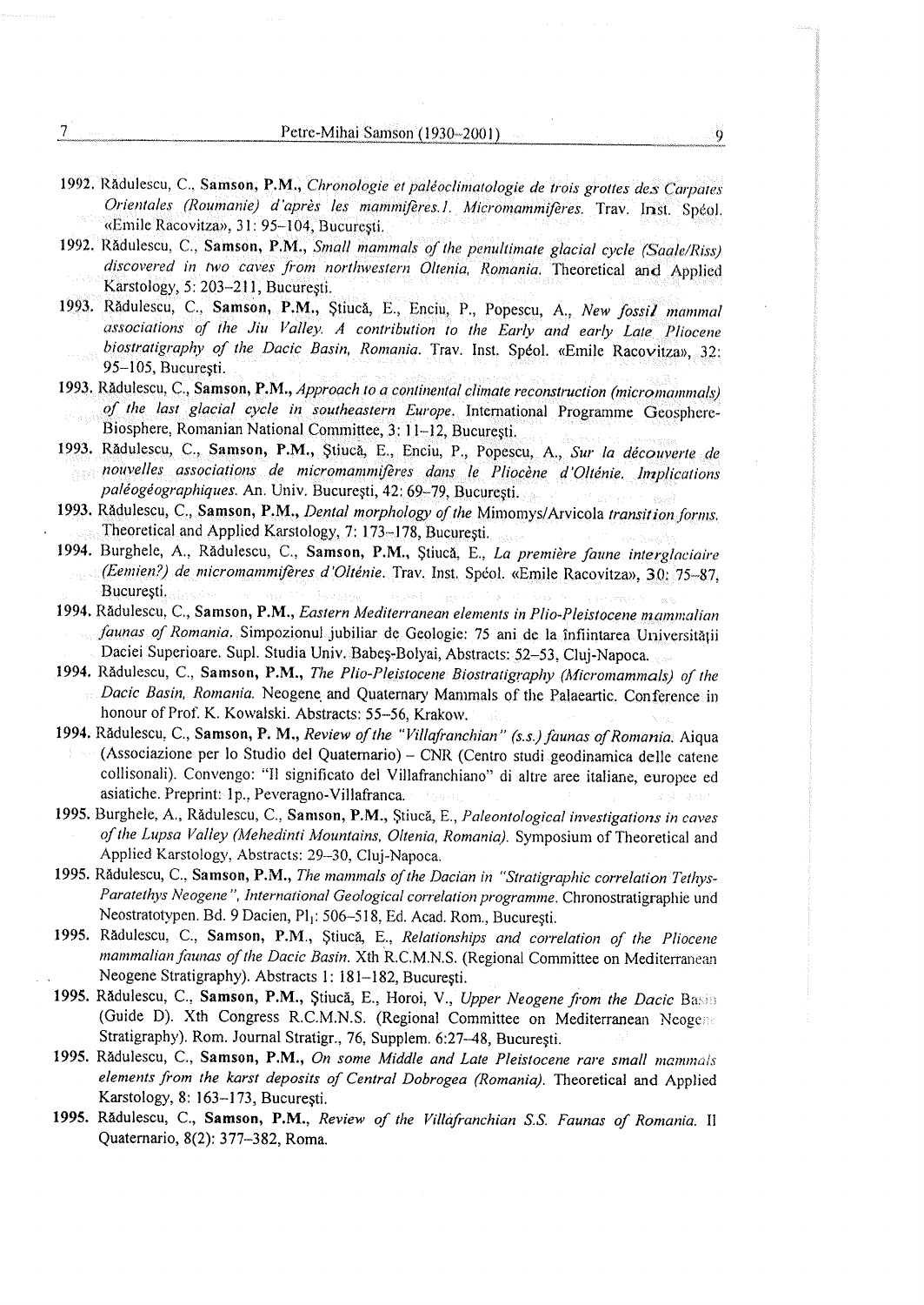**1992.** Rădulescu, C., **Samson, P.M.**, *Chronologie et paléoclimatologie de trois grottes des Carpates Orientales (Roumanie) d'après les mammifères. I. Micromammifères.* Trav. Inst. Spéol. «Emile Racovitza», 31: 95–104, Bucureşti.

**1992.** Rădulescu, C., **Samson, P.M.**, *Small mammals of the penultimate glacial cycle (Saale/Riss) discovered in two caves from northwestern Oltenia, Romania.* Theoretical and Applied Karstology, 5: 203–211, Bucureşti.

**1993.** Rădulescu, C., **Samson, P.M.**, Ştiucă, E., Enciu, P., Popescu, A., *New fossil mammal associations of the Jiu Valley. A contribution to the Early and early Late Pliocene biostratigraphy of the Dacic Basin, Romania.* Trav. Inst. Spéol. «Emile Racovitza», 32: 95–105, Bucureşti.

**1993.** Rădulescu, C., **Samson, P.M.**, *Approach to a continental climate reconstruction (micromammals) of the last glacial cycle in southeastern Europe.* International Programme Geosphere-Biosphere, Romanian National Committee, 3: 11–12, Bucureşti.

**1993.** Rădulescu, C., **Samson, P.M.**, Ştiucă, E., Enciu, P., Popescu, A., *Sur la découverte de nouvelles associations de micromammifères dans le Pliocène d'Olténie. Implications paléogéographiques.* An. Univ. Bucureşti, 42: 69–79, Bucureşti.

**1993.** Rădulescu, C., **Samson, P.M.**, *Dental morphology of the* Mimomys/Arvicola *transition forms.* Theoretical and Applied Karstology, 7: 173–178, Bucureşti.

**1994.** Burghele, A., Rădulescu, C., **Samson, P.M.**, Ştiucă, E., *La première faune interglaciaire (Eemien?) de micromammifères d'Olténie.* Trav. Inst. Spéol. «Emile Racovitza», 30: 75–87, Bucureşti.

**1994.** Rădulescu, C., **Samson, P.M.**, *Eastern Mediterranean elements in Plio-Pleistocene mammalian faunas of Romania.* Simpozionul jubiliar de Geologie: 75 ani de la înfiintarea Universităţii Daciei Superioare. Supl. Studia Univ. Babeş-Bolyai, Abstracts: 52–53, Cluj-Napoca.

**1994.** Rădulescu, C., **Samson, P.M.**, *The Plio-Pleistocene Biostratigraphy (Micromammals) of the Dacic Basin, Romania.* Neogene and Quaternary Mammals of the Palaeartic. Conference in honour of Prof. K. Kowalski. Abstracts: 55–56, Krakow.

**1994.** Rădulescu, C., **Samson, P. M.**, *Review of the "Villafranchian" (s.s.) faunas of Romania.* Aiqua (Associazione per lo Studio del Quaternario) – CNR (Centro studi geodinamica delle catene collisonali). Convengo: "Il significato del Villafranchiano" di altre aree italiane, europee ed asiatiche. Preprint: 1p., Peveragno-Villafranca.

**1995.** Burghele, A., Rădulescu, C., **Samson, P.M.**, Ştiucă, E., *Paleontological investigations in caves of the Lupsa Valley (Mehedinti Mountains, Oltenia, Romania).* Symposium of Theoretical and Applied Karstology, Abstracts: 29–30, Cluj-Napoca.

**1995.** Rădulescu, C., **Samson, P.M.**, *The mammals of the Dacian in "Stratigraphic correlation Tethys-Paratethys Neogene", International Geological correlation programme.* Chronostratigraphie und Neostratotypen. Bd. 9 Dacien, $Pl_1$: 506–518, Ed. Acad. Rom., Bucureşti.

**1995.** Rădulescu, C., **Samson, P.M.**, Ştiucă, E., *Relationships and correlation of the Pliocene mammalian faunas of the Dacic Basin.* Xth R.C.M.N.S. (Regional Committee on Mediterranean Neogene Stratigraphy). Abstracts 1: 181–182, Bucureşti.

**1995.** Rădulescu, C., **Samson, P.M.**, Ştiucă, E., Horoi, V., *Upper Neogene from the Dacic Basin* (Guide D). Xth Congress R.C.M.N.S. (Regional Committee on Mediterranean Neogene Stratigraphy). Rom. Journal Stratigr., 76, Supplem. 6:27–48, Bucureşti.

**1995.** Rădulescu, C., **Samson, P.M.**, *On some Middle and Late Pleistocene rare small mammals elements from the karst deposits of Central Dobrogea (Romania).* Theoretical and Applied Karstology, 8: 163–173, Bucureşti.

**1995.** Rădulescu, C., **Samson, P.M.**, *Review of the Villafranchian S.S. Faunas of Romania.* Il Quaternario, 8(2): 377–382, Roma.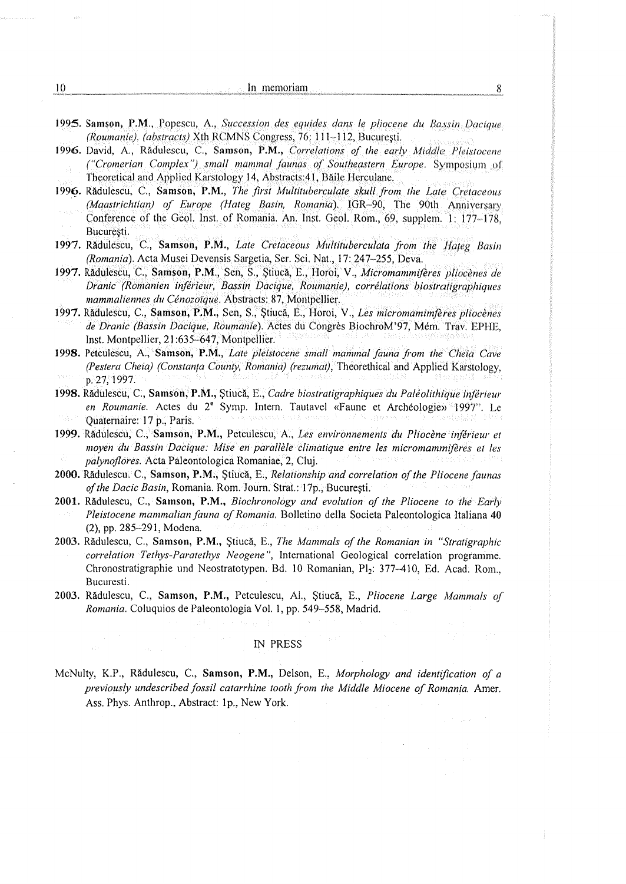**1995.** **Samson, P.M.**, Popescu, A., *Succession des equides dans le pliocene du Bassin Dacique (Roumanie). (abstracts)* Xth RCMNS Congress, 76: 111–112, Bucureşti.

**1996.** David, A., Rădulescu, C., **Samson, P.M.**, *Correlations of the early Middle Pleistocene ("Cromerian Complex") small mammal faunas of Southeastern Europe.* Symposium of Theoretical and Applied Karstology 14, Abstracts:41, Băile Herculane.

**1996.** Rădulescu, C., **Samson, P.M.**, *The first Multituberculate skull from the Late Cretaceous (Maastrichtian) of Europe (Hateg Basin, Romania).* IGR–90, The 90th Anniversary Conference of the Geol. Inst. of Romania. An. Inst. Geol. Rom., 69, supplem. 1: 177–178, Bucureşti.

**1997.** Rădulescu, C., **Samson, P.M.**, *Late Cretaceous Multituberculata from the Haţeg Basin (Romania).* Acta Musei Devensis Sargetia, Ser. Sci. Nat., 17: 247–255, Deva.

**1997.** Rădulescu, C., **Samson, P.M.**, Sen, S., Ştiucă, E., Horoi, V., *Micromammifères pliocènes de Dranic (Romanien inférieur, Bassin Dacique, Roumanie), corrélations biostratigraphiques mammaliennes du Cénozoïque.* Abstracts: 87, Montpellier.

**1997.** Rădulescu, C., **Samson, P.M.**, Sen, S., Ştiucă, E., Horoi, V., *Les micromamimfères pliocènes de Dranic (Bassin Dacique, Roumanie).* Actes du Congrès BiochroM'97, Mém. Trav. EPHE, Inst. Montpellier, 21:635–647, Montpellier.

**1998.** Petculescu, A., **Samson, P.M.**, *Late pleistocene small mammal fauna from the Cheia Cave (Pestera Cheia) (Constanţa County, Romania) (rezumat),* Theorethical and Applied Karstology, p. 27, 1997.

**1998.** Rădulescu, C., **Samson, P.M.**, Ştiucă, E., *Cadre biostratigraphiques du Paléolithique inférieur en Roumanie.* Actes du 2e Symp. Intern. Tautavel «Faune et Archéologie» 1997". Le Quaternaire: 17 p., Paris.

**1999.** Rădulescu, C., **Samson, P.M.**, Petculescu, A., *Les environnements du Pliocène inférieur et moyen du Bassin Dacique: Mise en parallèle climatique entre les micromammifères et les palynoflores.* Acta Paleontologica Romaniae, 2, Cluj.

**2000.** Rădulescu. C., **Samson, P.M.**, Ştiucă, E., *Relationship and correlation of the Pliocene faunas of the Dacic Basin,* Romania. Rom. Journ. Strat.: 17p., Bucureşti.

**2001.** Rădulescu, C., **Samson, P.M.**, *Biochronology and evolution of the Pliocene to the Early Pleistocene mammalian fauna of Romania.* Bolletino della Societa Paleontologica Italiana **40** (2), pp. 285–291, Modena.

**2003.** Rădulescu, C., **Samson, P.M.**, Ştiucă, E., *The Mammals of the Romanian in "Stratigraphic correlation Tethys-Paratethys Neogene",* International Geological correlation programme. Chronostratigraphie und Neostratotypen. Bd. 10 Romanian, $Pl_2$: 377–410, Ed. Acad. Rom., Bucuresti.

**2003.** Rădulescu, C., **Samson, P.M.**, Petculescu, Al., Ştiucă, E., *Pliocene Large Mammals of Romania.* Coluquios de Paleontologia Vol. 1, pp. 549–558, Madrid.

IN PRESS

McNulty, K.P., Rădulescu, C., **Samson, P.M.**, Delson, E., *Morphology and identification of a previously undescribed fossil catarrhine tooth from the Middle Miocene of Romania.* Amer. Ass. Phys. Anthrop., Abstract: 1p., New York.